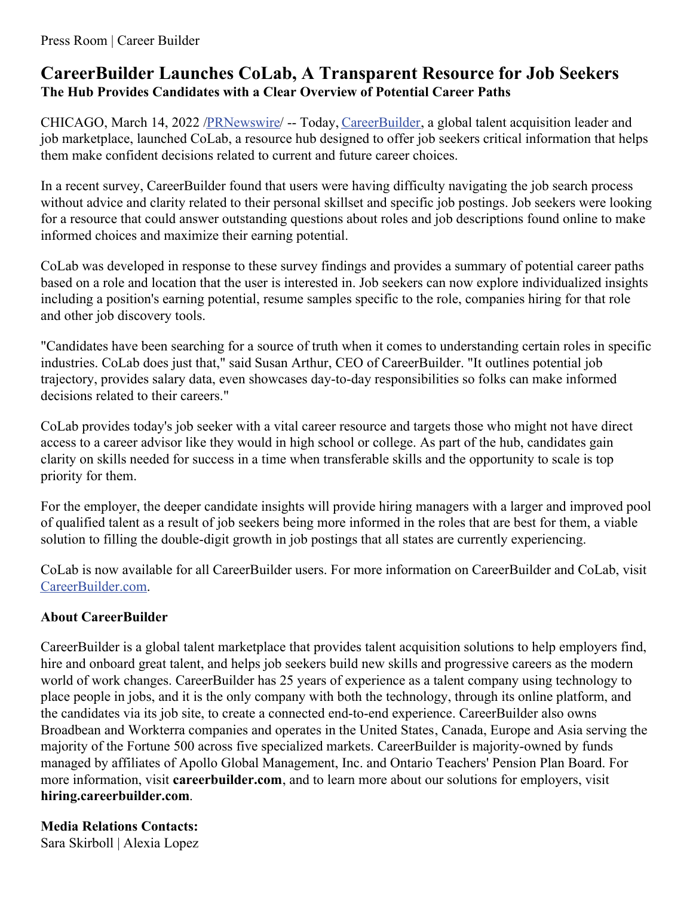Press Room | Career Builder

# CareerBuilder Launches CoLab, A Transparent Resource for Job Seekers

## The Hub Provides Candidates with a Clear Overview of Potential Career Paths

CHICAGO, March 14, 2022 /PRNewswire/ -- Today, CareerBuilder, a global talent acquisition leader and job marketplace, launched CoLab, a resource hub designed to offer job seekers critical information that helps them make confident decisions related to current and future career choices.

In a recent survey, CareerBuilder found that users were having difficulty navigating the job search process without advice and clarity related to their personal skillset and specific job postings. Job seekers were looking for a resource that could answer outstanding questions about roles and job descriptions found online to make informed choices and maximize their earning potential.

CoLab was developed in response to these survey findings and provides a summary of potential career paths based on a role and location that the user is interested in. Job seekers can now explore individualized insights including a position's earning potential, resume samples specific to the role, companies hiring for that role and other job discovery tools.

"Candidates have been searching for a source of truth when it comes to understanding certain roles in specific industries. CoLab does just that," said Susan Arthur, CEO of CareerBuilder. "It outlines potential job trajectory, provides salary data, even showcases day-to-day responsibilities so folks can make informed decisions related to their careers."

CoLab provides today's job seeker with a vital career resource and targets those who might not have direct access to a career advisor like they would in high school or college. As part of the hub, candidates gain clarity on skills needed for success in a time when transferable skills and the opportunity to scale is top priority for them.

For the employer, the deeper candidate insights will provide hiring managers with a larger and improved pool of qualified talent as a result of job seekers being more informed in the roles that are best for them, a viable solution to filling the double-digit growth in job postings that all states are currently experiencing.

CoLab is now available for all CareerBuilder users. For more information on CareerBuilder and CoLab, visit CareerBuilder.com.

**About CareerBuilder**

CareerBuilder is a global talent marketplace that provides talent acquisition solutions to help employers find, hire and onboard great talent, and helps job seekers build new skills and progressive careers as the modern world of work changes. CareerBuilder has 25 years of experience as a talent company using technology to place people in jobs, and it is the only company with both the technology, through its online platform, and the candidates via its job site, to create a connected end-to-end experience. CareerBuilder also owns Broadbean and Workterra companies and operates in the United States, Canada, Europe and Asia serving the majority of the Fortune 500 across five specialized markets. CareerBuilder is majority-owned by funds managed by affiliates of Apollo Global Management, Inc. and Ontario Teachers' Pension Plan Board. For more information, visit **careerbuilder.com**, and to learn more about our solutions for employers, visit **hiring.careerbuilder.com**.

**Media Relations Contacts:**
Sara Skirboll | Alexia Lopez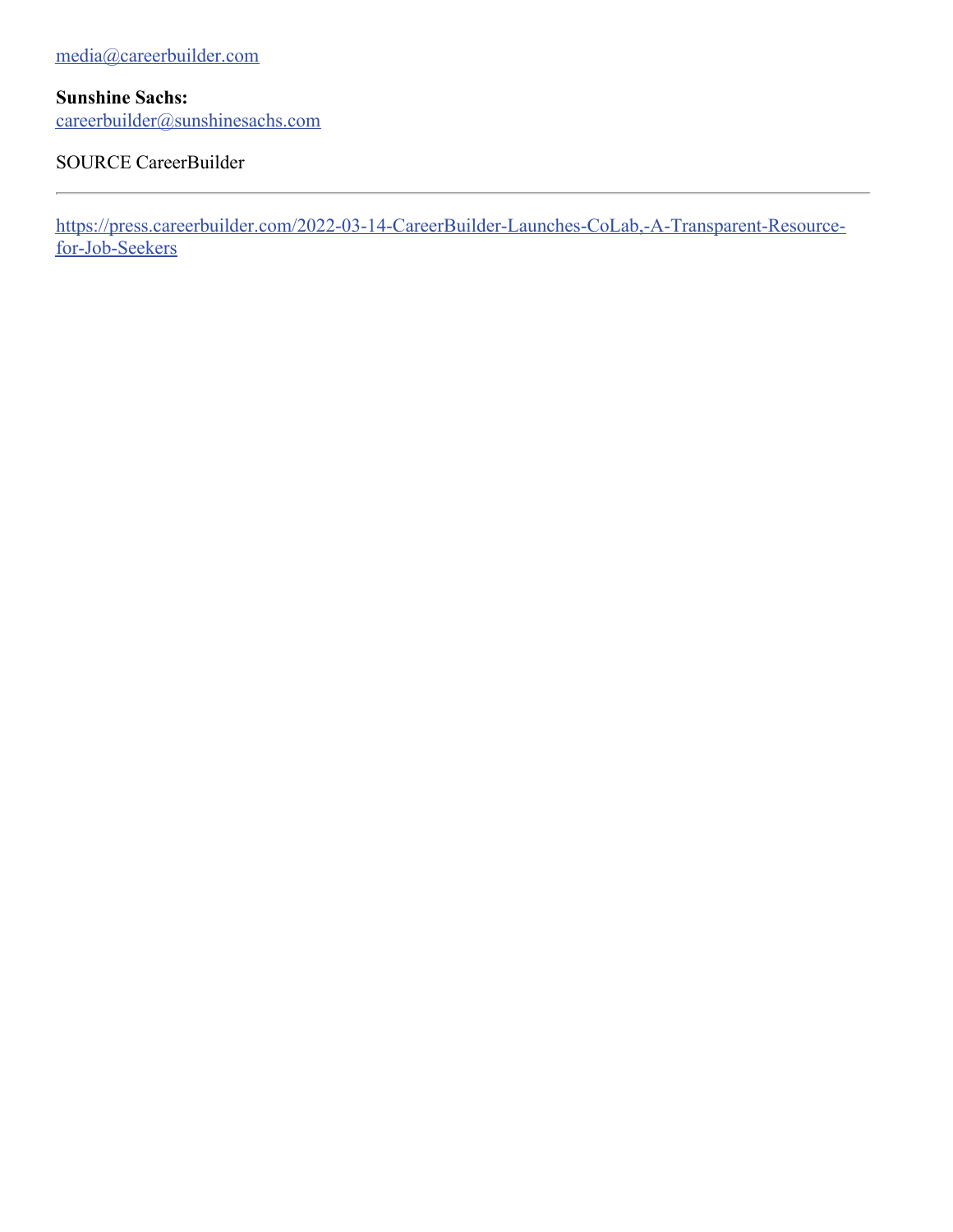[media@careerbuilder.com](mailto:media@careerbuilder.com)

**Sunshine Sachs:**
[careerbuilder@sunshinesachs.com](mailto:careerbuilder@sunshinesachs.com)

SOURCE CareerBuilder

---

[https://press.careerbuilder.com/2022-03-14-CareerBuilder-Launches-CoLab,-A-Transparent-Resource-for-Job-Seekers](https://press.careerbuilder.com/2022-03-14-CareerBuilder-Launches-CoLab,-A-Transparent-Resource-for-Job-Seekers)